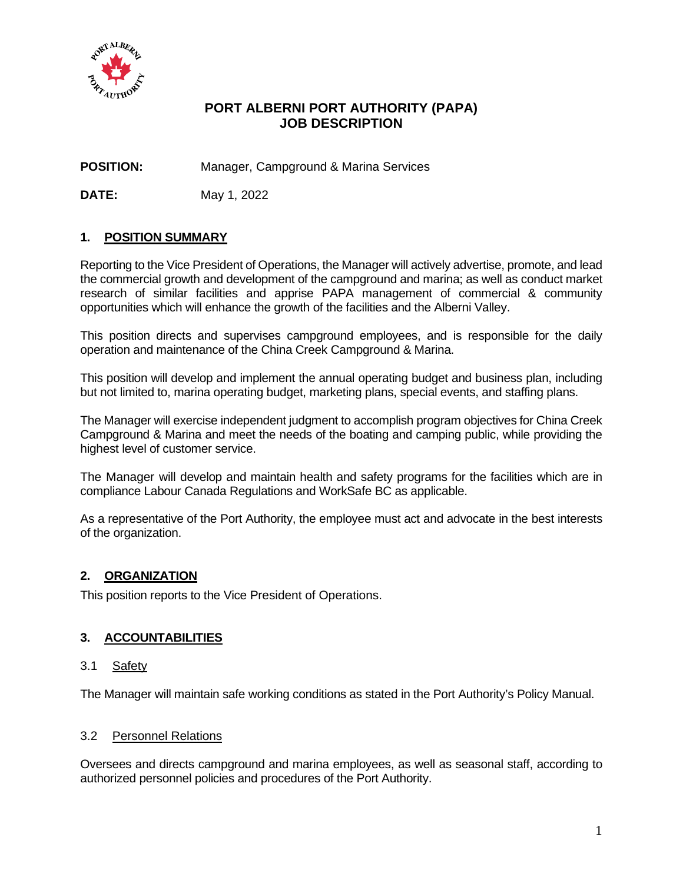# PORT ALBERNI PORT AUTHORITY (PAPA)
# JOB DESCRIPTION

**POSITION:** Manager, Campground & Marina Services

**DATE:** May 1, 2022

## 1. POSITION SUMMARY

Reporting to the Vice President of Operations, the Manager will actively advertise, promote, and lead the commercial growth and development of the campground and marina; as well as conduct market research of similar facilities and apprise PAPA management of commercial & community opportunities which will enhance the growth of the facilities and the Alberni Valley.

This position directs and supervises campground employees, and is responsible for the daily operation and maintenance of the China Creek Campground & Marina.

This position will develop and implement the annual operating budget and business plan, including but not limited to, marina operating budget, marketing plans, special events, and staffing plans.

The Manager will exercise independent judgment to accomplish program objectives for China Creek Campground & Marina and meet the needs of the boating and camping public, while providing the highest level of customer service.

The Manager will develop and maintain health and safety programs for the facilities which are in compliance Labour Canada Regulations and WorkSafe BC as applicable.

As a representative of the Port Authority, the employee must act and advocate in the best interests of the organization.

## 2. ORGANIZATION

This position reports to the Vice President of Operations.

## 3. ACCOUNTABILITIES

### 3.1 Safety

The Manager will maintain safe working conditions as stated in the Port Authority's Policy Manual.

### 3.2 Personnel Relations

Oversees and directs campground and marina employees, as well as seasonal staff, according to authorized personnel policies and procedures of the Port Authority.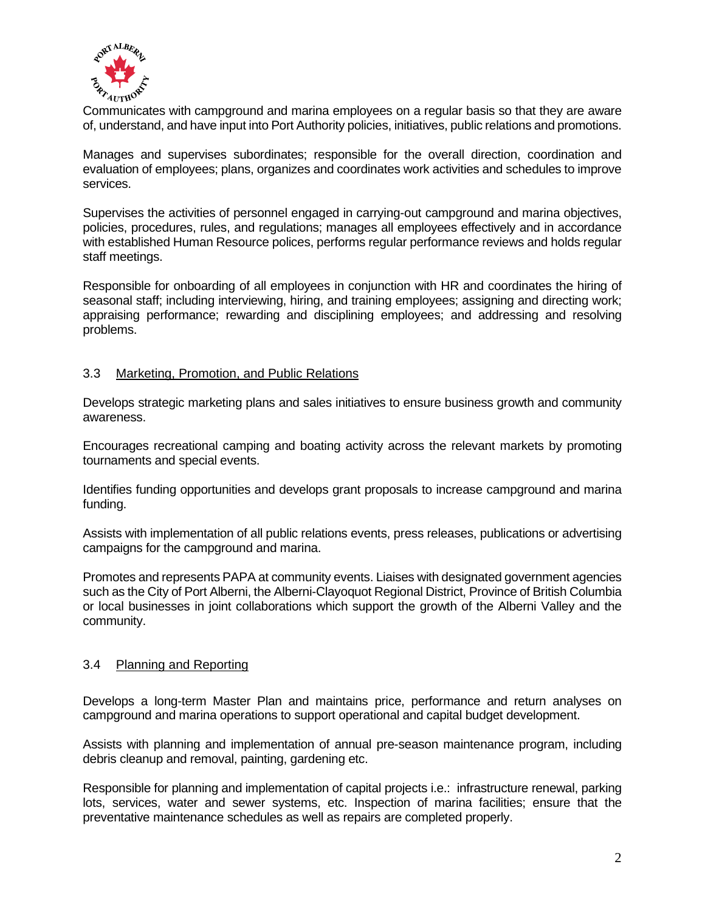Communicates with campground and marina employees on a regular basis so that they are aware of, understand, and have input into Port Authority policies, initiatives, public relations and promotions.

Manages and supervises subordinates; responsible for the overall direction, coordination and evaluation of employees; plans, organizes and coordinates work activities and schedules to improve services.

Supervises the activities of personnel engaged in carrying-out campground and marina objectives, policies, procedures, rules, and regulations; manages all employees effectively and in accordance with established Human Resource polices, performs regular performance reviews and holds regular staff meetings.

Responsible for onboarding of all employees in conjunction with HR and coordinates the hiring of seasonal staff; including interviewing, hiring, and training employees; assigning and directing work; appraising performance; rewarding and disciplining employees; and addressing and resolving problems.

### 3.3 Marketing, Promotion, and Public Relations

Develops strategic marketing plans and sales initiatives to ensure business growth and community awareness.

Encourages recreational camping and boating activity across the relevant markets by promoting tournaments and special events.

Identifies funding opportunities and develops grant proposals to increase campground and marina funding.

Assists with implementation of all public relations events, press releases, publications or advertising campaigns for the campground and marina.

Promotes and represents PAPA at community events. Liaises with designated government agencies such as the City of Port Alberni, the Alberni-Clayoquot Regional District, Province of British Columbia or local businesses in joint collaborations which support the growth of the Alberni Valley and the community.

### 3.4 Planning and Reporting

Develops a long-term Master Plan and maintains price, performance and return analyses on campground and marina operations to support operational and capital budget development.

Assists with planning and implementation of annual pre-season maintenance program, including debris cleanup and removal, painting, gardening etc.

Responsible for planning and implementation of capital projects i.e.: infrastructure renewal, parking lots, services, water and sewer systems, etc. Inspection of marina facilities; ensure that the preventative maintenance schedules as well as repairs are completed properly.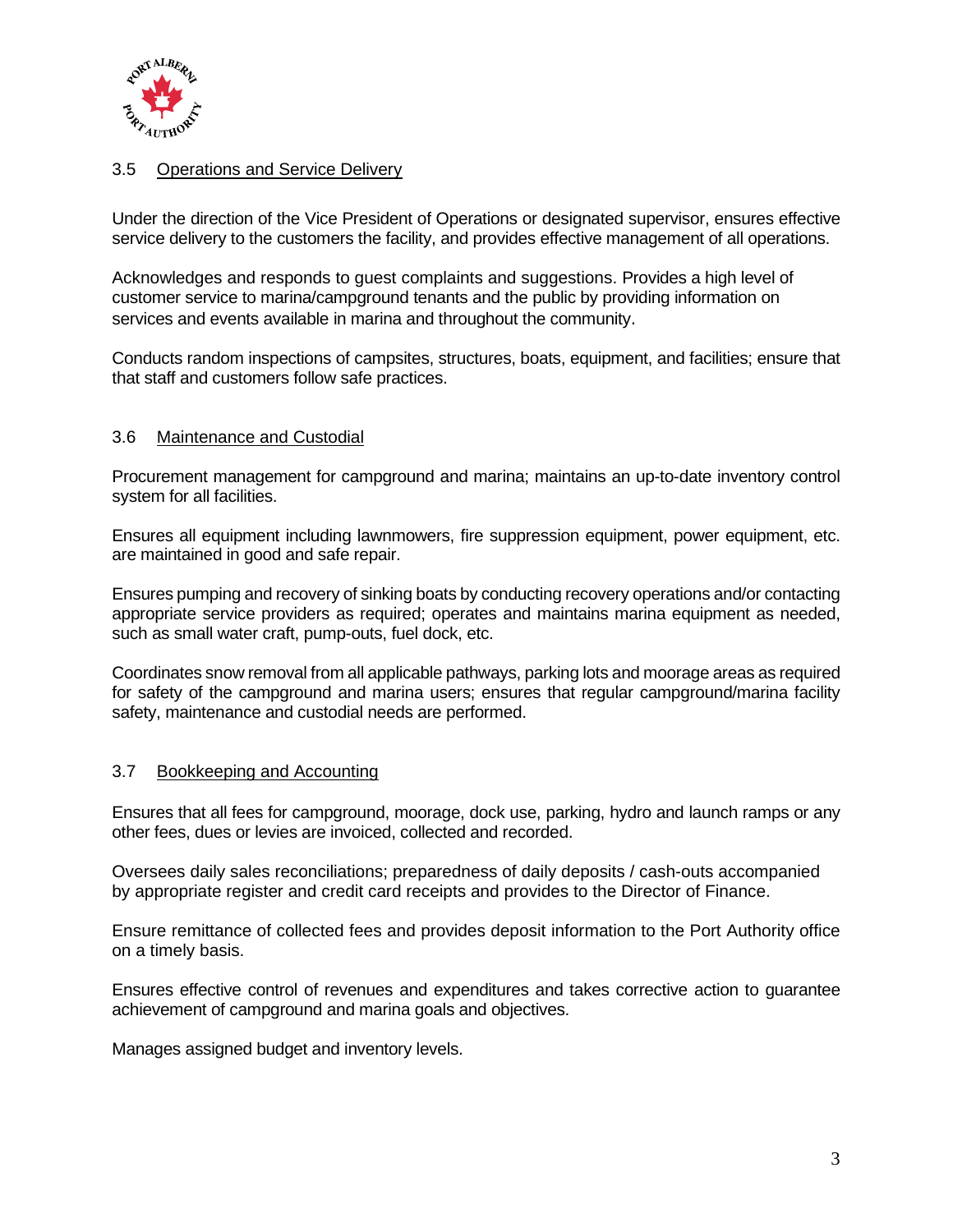### 3.5 Operations and Service Delivery

Under the direction of the Vice President of Operations or designated supervisor, ensures effective service delivery to the customers the facility, and provides effective management of all operations.

Acknowledges and responds to guest complaints and suggestions. Provides a high level of customer service to marina/campground tenants and the public by providing information on services and events available in marina and throughout the community.

Conducts random inspections of campsites, structures, boats, equipment, and facilities; ensure that that staff and customers follow safe practices.

### 3.6 Maintenance and Custodial

Procurement management for campground and marina; maintains an up-to-date inventory control system for all facilities.

Ensures all equipment including lawnmowers, fire suppression equipment, power equipment, etc. are maintained in good and safe repair.

Ensures pumping and recovery of sinking boats by conducting recovery operations and/or contacting appropriate service providers as required; operates and maintains marina equipment as needed, such as small water craft, pump-outs, fuel dock, etc.

Coordinates snow removal from all applicable pathways, parking lots and moorage areas as required for safety of the campground and marina users; ensures that regular campground/marina facility safety, maintenance and custodial needs are performed.

### 3.7 Bookkeeping and Accounting

Ensures that all fees for campground, moorage, dock use, parking, hydro and launch ramps or any other fees, dues or levies are invoiced, collected and recorded.

Oversees daily sales reconciliations; preparedness of daily deposits / cash-outs accompanied by appropriate register and credit card receipts and provides to the Director of Finance.

Ensure remittance of collected fees and provides deposit information to the Port Authority office on a timely basis.

Ensures effective control of revenues and expenditures and takes corrective action to guarantee achievement of campground and marina goals and objectives.

Manages assigned budget and inventory levels.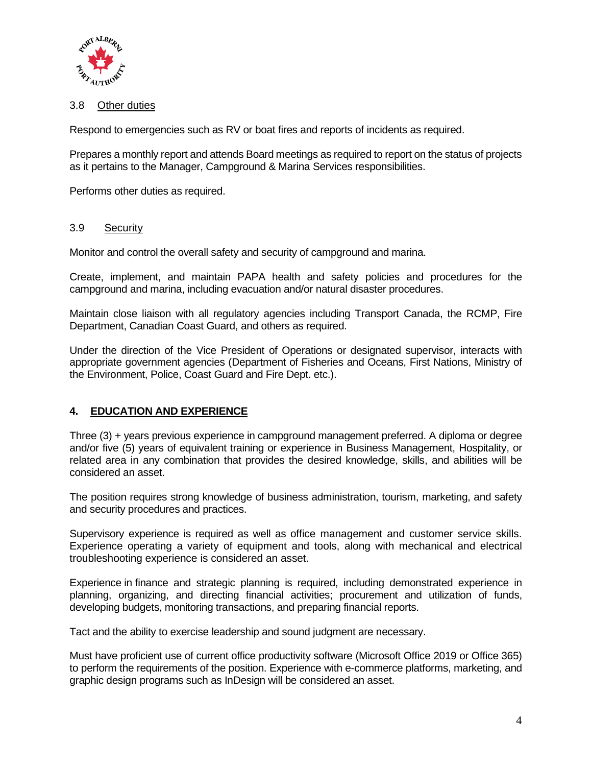### 3.8 Other duties

Respond to emergencies such as RV or boat fires and reports of incidents as required.

Prepares a monthly report and attends Board meetings as required to report on the status of projects as it pertains to the Manager, Campground & Marina Services responsibilities.

Performs other duties as required.

### 3.9 Security

Monitor and control the overall safety and security of campground and marina.

Create, implement, and maintain PAPA health and safety policies and procedures for the campground and marina, including evacuation and/or natural disaster procedures.

Maintain close liaison with all regulatory agencies including Transport Canada, the RCMP, Fire Department, Canadian Coast Guard, and others as required.

Under the direction of the Vice President of Operations or designated supervisor, interacts with appropriate government agencies (Department of Fisheries and Oceans, First Nations, Ministry of the Environment, Police, Coast Guard and Fire Dept. etc.).

## 4. EDUCATION AND EXPERIENCE

Three (3) + years previous experience in campground management preferred. A diploma or degree and/or five (5) years of equivalent training or experience in Business Management, Hospitality, or related area in any combination that provides the desired knowledge, skills, and abilities will be considered an asset.

The position requires strong knowledge of business administration, tourism, marketing, and safety and security procedures and practices.

Supervisory experience is required as well as office management and customer service skills. Experience operating a variety of equipment and tools, along with mechanical and electrical troubleshooting experience is considered an asset.

Experience in finance and strategic planning is required, including demonstrated experience in planning, organizing, and directing financial activities; procurement and utilization of funds, developing budgets, monitoring transactions, and preparing financial reports.

Tact and the ability to exercise leadership and sound judgment are necessary.

Must have proficient use of current office productivity software (Microsoft Office 2019 or Office 365) to perform the requirements of the position. Experience with e-commerce platforms, marketing, and graphic design programs such as InDesign will be considered an asset.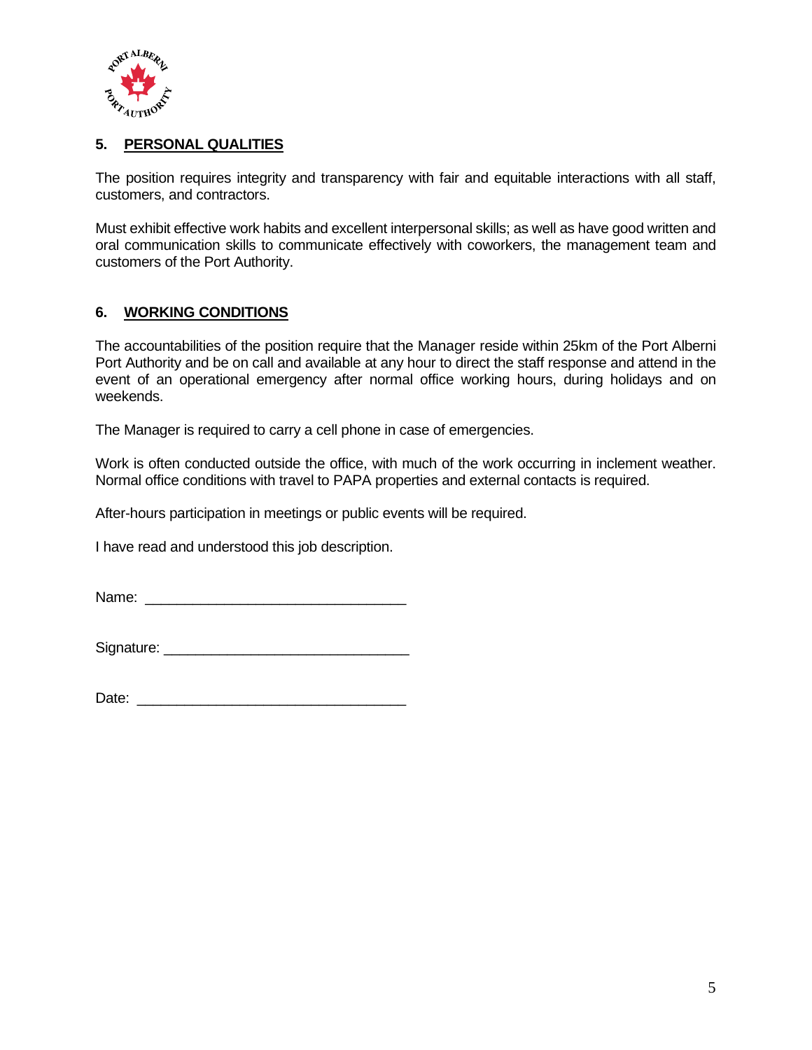## 5. PERSONAL QUALITIES

The position requires integrity and transparency with fair and equitable interactions with all staff, customers, and contractors.

Must exhibit effective work habits and excellent interpersonal skills; as well as have good written and oral communication skills to communicate effectively with coworkers, the management team and customers of the Port Authority.

## 6. WORKING CONDITIONS

The accountabilities of the position require that the Manager reside within 25km of the Port Alberni Port Authority and be on call and available at any hour to direct the staff response and attend in the event of an operational emergency after normal office working hours, during holidays and on weekends.

The Manager is required to carry a cell phone in case of emergencies.

Work is often conducted outside the office, with much of the work occurring in inclement weather. Normal office conditions with travel to PAPA properties and external contacts is required.

After-hours participation in meetings or public events will be required.

I have read and understood this job description.

Name: ________________________________

Signature: ______________________________

Date: _________________________________